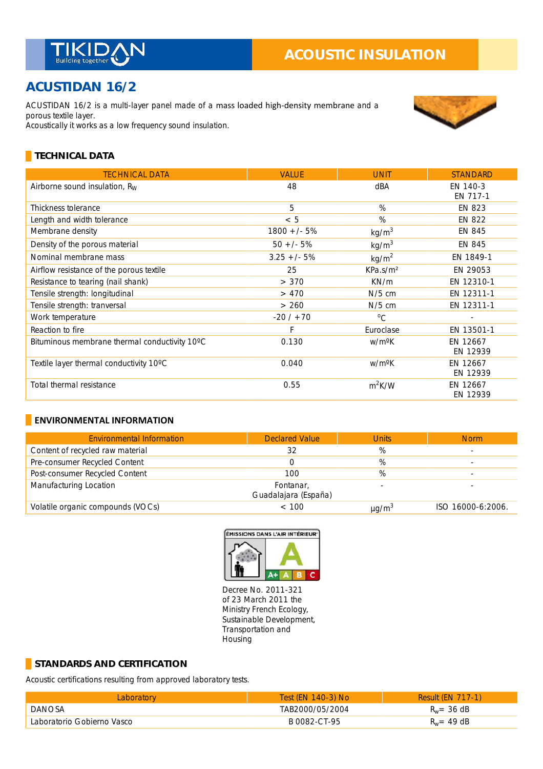TIKIDAN
Building together

ACOUSTIC INSULATION

# ACUSTIDAN 16/2

ACUSTIDAN 16/2 is a multi-layer panel made of a mass loaded high-density membrane and a porous textile layer.
Acoustically it works as a low frequency sound insulation.

## TECHNICAL DATA

| TECHNICAL DATA | VALUE | UNIT | STANDARD |
|---|---|---|---|
| Airborne sound insulation, $R_W$ | 48 | dBA | EN 140-3<br>EN 717-1 |
| Thickness tolerance | 5 | % | EN 823 |
| Length and width tolerance | < 5 | % | EN 822 |
| Membrane density | 1800 +/- 5% | $kg/m^3$ | EN 845 |
| Density of the porous material | 50 +/- 5% | $kg/m^3$ | EN 845 |
| Nominal membrane mass | 3.25 +/- 5% | $kg/m^2$ | EN 1849-1 |
| Airflow resistance of the porous textile | 25 | $KPa.s/m^2$ | EN 29053 |
| Resistance to tearing (nail shank) | > 370 | KN/m | EN 12310-1 |
| Tensile strength: longitudinal | > 470 | N/5 cm | EN 12311-1 |
| Tensile strength: tranversal | > 260 | N/5 cm | EN 12311-1 |
| Work temperature | -20 / +70 | ºC | - |
| Reaction to fire | F | Euroclase | EN 13501-1 |
| Bituminous membrane thermal conductivity 10ºC | 0.130 | w/mºK | EN 12667<br>EN 12939 |
| Textile layer thermal conductivity 10ºC | 0.040 | w/mºK | EN 12667<br>EN 12939 |
| Total thermal resistance | 0.55 | $m^2K/W$ | EN 12667<br>EN 12939 |

## ENVIRONMENTAL INFORMATION

| Environmental Information | Declared Value | Units | Norm |
|---|---|---|---|
| Content of recycled raw material | 32 | % | - |
| Pre-consumer Recycled Content | 0 | % | - |
| Post-consumer Recycled Content | 100 | % | - |
| Manufacturing Location | Fontanar, Guadalajara (España) | - | - |
| Volatile organic compounds (VOCs) | < 100 | $\mu g/m^3$ | ISO 16000-6:2006. |

ÉMISSIONS DANS L'AIR INTÉRIEUR
A
A+ A B C

Decree No. 2011-321 of 23 March 2011 the Ministry French Ecology, Sustainable Development, Transportation and Housing

## STANDARDS AND CERTIFICATION

Acoustic certifications resulting from approved laboratory tests.

| Laboratory | Test (EN 140-3) No | Result (EN 717-1) |
|---|---|---|
| DANOSA | TAB2000/05/2004 | $R_w$= 36 dB |
| Laboratorio Gobierno Vasco | B 0082-CT-95 | $R_w$= 49 dB |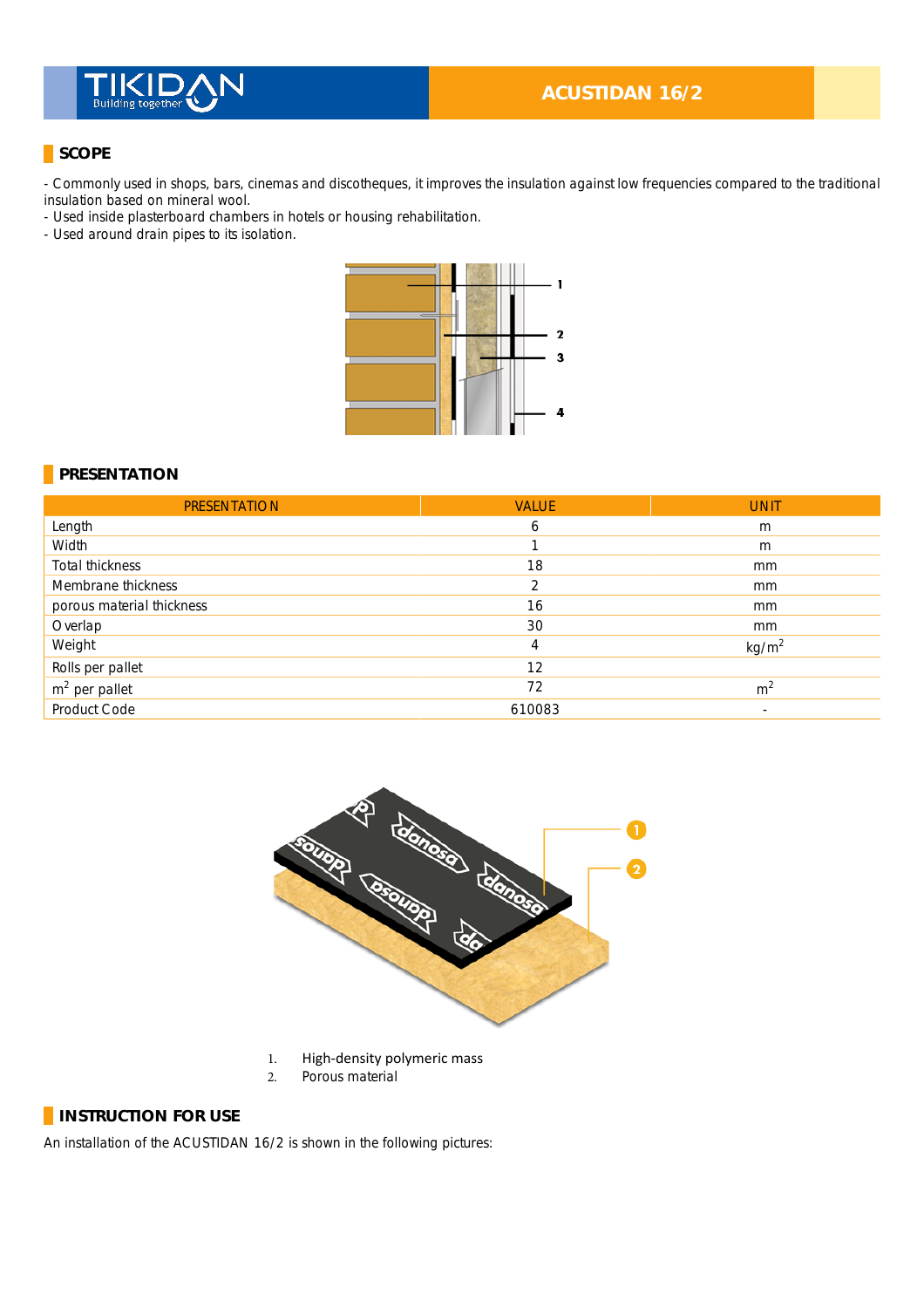# ACUSTIDAN 16/2

## SCOPE

- Commonly used in shops, bars, cinemas and discotheques, it improves the insulation against low frequencies compared to the traditional insulation based on mineral wool.
- Used inside plasterboard chambers in hotels or housing rehabilitation.
- Used around drain pipes to its isolation.

## PRESENTATION

| PRESENTATION | VALUE | UNIT |
|---|---|---|
| Length | 6 | m |
| Width | 1 | m |
| Total thickness | 18 | mm |
| Membrane thickness | 2 | mm |
| porous material thickness | 16 | mm |
| Overlap | 30 | mm |
| Weight | 4 | $kg/m^2$ |
| Rolls per pallet | 12 | |
| $m^2$ per pallet | 72 | $m^2$ |
| Product Code | 610083 | - |

1. High-density polymeric mass
2. Porous material

## INSTRUCTION FOR USE

An installation of the ACUSTIDAN 16/2 is shown in the following pictures: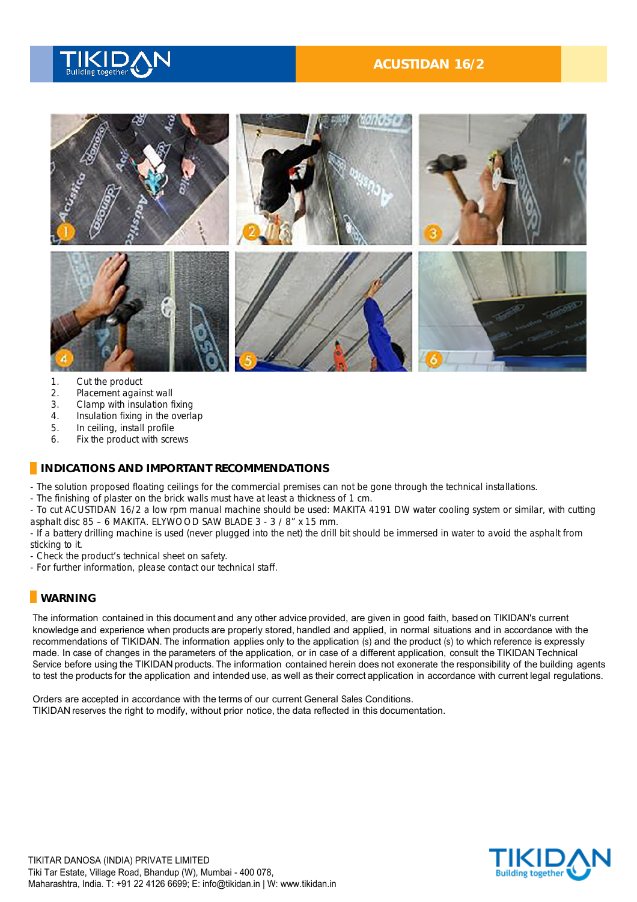1. Cut the product
2. Placement against wall
3. Clamp with insulation fixing
4. Insulation fixing in the overlap
5. In ceiling, install profile
6. Fix the product with screws

## INDICATIONS AND IMPORTANT RECOMMENDATIONS

- The solution proposed floating ceilings for the commercial premises can not be gone through the technical installations.
- The finishing of plaster on the brick walls must have at least a thickness of 1 cm.
- To cut ACUSTIDAN 16/2 a low rpm manual machine should be used: MAKITA 4191 DW water cooling system or similar, with cutting asphalt disc 85 – 6 MAKITA. ELYWOOD SAW BLADE 3 - 3 / 8" x 15 mm.
- If a battery drilling machine is used (never plugged into the net) the drill bit should be immersed in water to avoid the asphalt from sticking to it.
- Check the product's technical sheet on safety.
- For further information, please contact our technical staff.

## WARNING

The information contained in this document and any other advice provided, are given in good faith, based on TIKIDAN's current knowledge and experience when products are properly stored, handled and applied, in normal situations and in accordance with the recommendations of TIKIDAN. The information applies only to the application (s) and the product (s) to which reference is expressly made. In case of changes in the parameters of the application, or in case of a different application, consult the TIKIDAN Technical Service before using the TIKIDAN products. The information contained herein does not exonerate the responsibility of the building agents to test the products for the application and intended use, as well as their correct application in accordance with current legal regulations.

Orders are accepted in accordance with the terms of our current General Sales Conditions.
TIKIDAN reserves the right to modify, without prior notice, the data reflected in this documentation.

TIKITAR DANOSA (INDIA) PRIVATE LIMITED
Tiki Tar Estate, Village Road, Bhandup (W), Mumbai - 400 078,
Maharashtra, India. T: +91 22 4126 6699; E: info@tikidan.in | W: www.tikidan.in